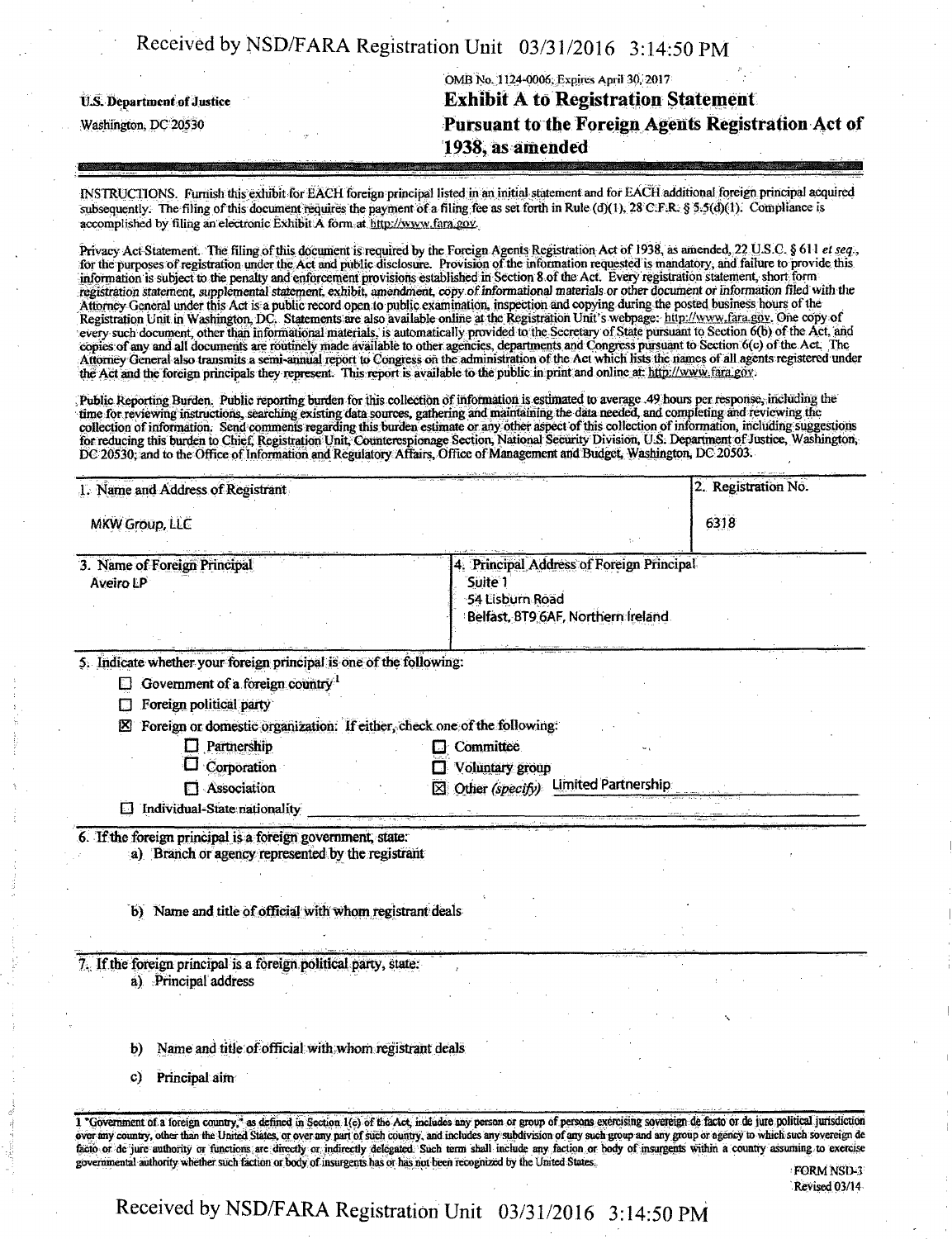U.S. Department of Justice
Washington, DC 20530

OMB No. 1124-0006; Expires April 30, 2017

# Exhibit A to Registration Statement Pursuant to the Foreign Agents Registration Act of 1938, as amended

INSTRUCTIONS. Furnish this exhibit for EACH foreign principal listed in an initial statement and for EACH additional foreign principal acquired subsequently. The filing of this document requires the payment of a filing fee as set forth in Rule (d)(1), 28 C.F.R. § 5.5(d)(1). Compliance is accomplished by filing an electronic Exhibit A form at http://www.fara.gov.

Privacy Act Statement. The filing of this document is required by the Foreign Agents Registration Act of 1938, as amended, 22 U.S.C. § 611 *et seq.*, for the purposes of registration under the Act and public disclosure. Provision of the information requested is mandatory, and failure to provide this information is subject to the penalty and enforcement provisions established in Section 8 of the Act. Every registration statement, short form registration statement, supplemental statement, exhibit, amendment, copy of informational materials or other document or information filed with the Attorney General under this Act is a public record open to public examination, inspection and copying during the posted business hours of the Registration Unit in Washington, DC. Statements are also available online at the Registration Unit's webpage: http://www.fara.gov. One copy of every such document, other than informational materials, is automatically provided to the Secretary of State pursuant to Section 6(b) of the Act, and copies of any and all documents are routinely made available to other agencies, departments and Congress pursuant to Section 6(c) of the Act. The Attorney General also transmits a semi-annual report to Congress on the administration of the Act which lists the names of all agents registered under the Act and the foreign principals they represent. This report is available to the public in print and online at: http://www.fara.gov.

Public Reporting Burden. Public reporting burden for this collection of information is estimated to average .49 hours per response, including the time for reviewing instructions, searching existing data sources, gathering and maintaining the data needed, and completing and reviewing the collection of information. Send comments regarding this burden estimate or any other aspect of this collection of information, including suggestions for reducing this burden to Chief, Registration Unit, Counterespionage Section, National Security Division, U.S. Department of Justice, Washington, DC 20530; and to the Office of Information and Regulatory Affairs, Office of Management and Budget, Washington, DC 20503.

| 1. Name and Address of Registrant | 2. Registration No. |
|---|---|
| MKW Group, LLC | 6318 |

| 3. Name of Foreign Principal | 4. Principal Address of Foreign Principal |
|---|---|
| Aveiro LP | Suite 1<br>54 Lisburn Road<br>Belfast, BT9 6AF, Northern Ireland |

5. Indicate whether your foreign principal is one of the following:

- ☐ Government of a foreign country[1]
- ☐ Foreign political party
- ☒ Foreign or domestic organization: If either, check one of the following:
  - ☐ Partnership
  - ☐ Corporation
  - ☐ Association
  - ☐ Committee
  - ☐ Voluntary group
  - ☒ Other *(specify)* Limited Partnership
- ☐ Individual-State nationality

6. If the foreign principal is a foreign government, state:
   a) Branch or agency represented by the registrant

   b) Name and title of official with whom registrant deals

7. If the foreign principal is a foreign political party, state:
   a) Principal address

   b) Name and title of official with whom registrant deals

   c) Principal aim

1 "Government of a foreign country," as defined in Section 1(e) of the Act, includes any person or group of persons exercising sovereign de facto or de jure political jurisdiction over any country, other than the United States, or over any part of such country, and includes any subdivision of any such group and any group or agency to which such sovereign de facto or de jure authority or functions are directly or indirectly delegated. Such term shall include any faction or body of insurgents within a country assuming to exercise governmental authority whether such faction or body of insurgents has or has not been recognized by the United States.

FORM NSD-3
Revised 03/14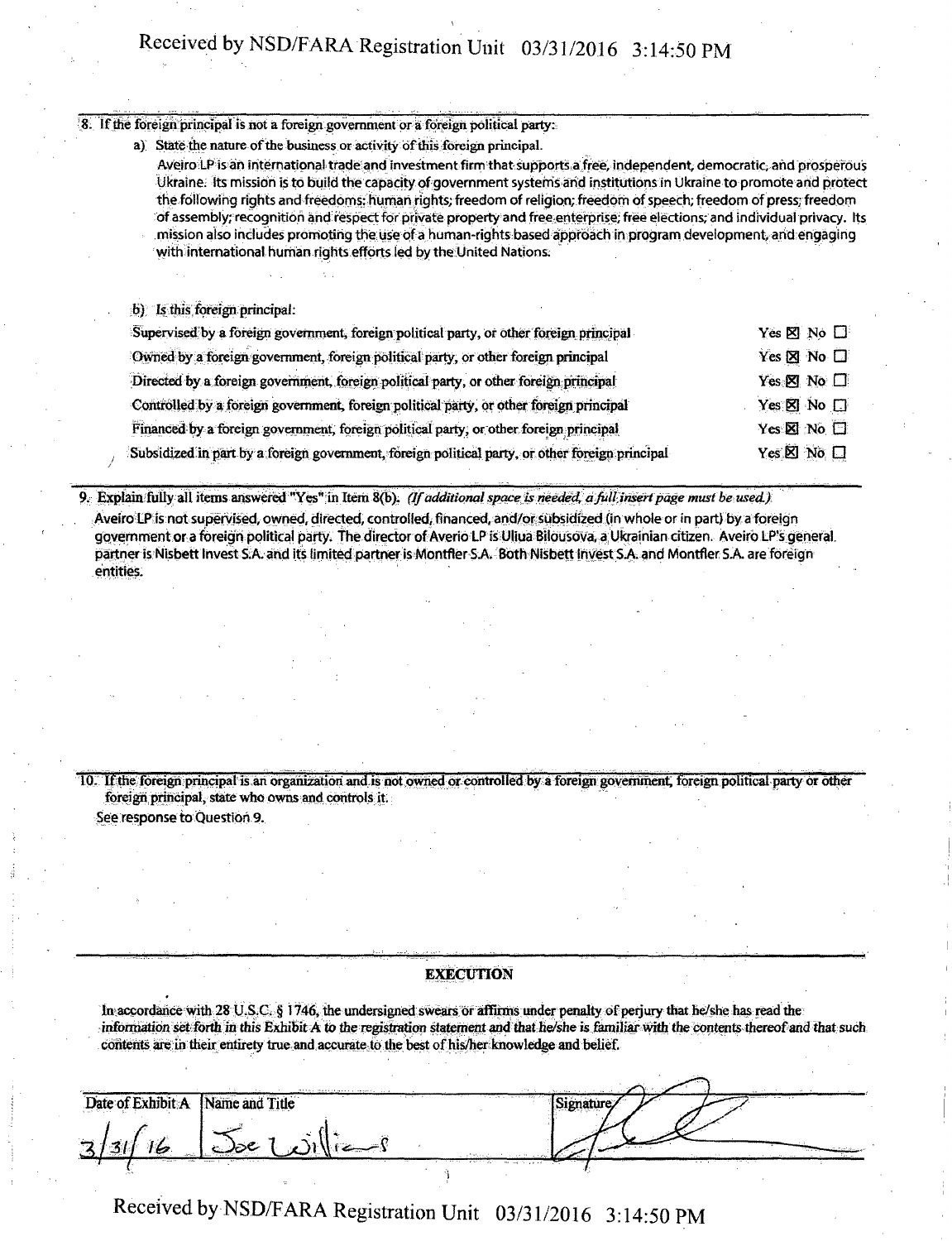8. If the foreign principal is not a foreign government or a foreign political party:

   a) State the nature of the business or activity of this foreign principal.

   Aveiro LP is an international trade and investment firm that supports a free, independent, democratic, and prosperous Ukraine. Its mission is to build the capacity of government systems and institutions in Ukraine to promote and protect the following rights and freedoms: human rights; freedom of religion; freedom of speech; freedom of press; freedom of assembly; recognition and respect for private property and free enterprise; free elections; and individual privacy. Its mission also includes promoting the use of a human-rights based approach in program development, and engaging with international human rights efforts led by the United Nations.

   b) Is this foreign principal:

| | |
|---|---|
| Supervised by a foreign government, foreign political party, or other foreign principal | Yes ☒ No ☐ |
| Owned by a foreign government, foreign political party, or other foreign principal | Yes ☒ No ☐ |
| Directed by a foreign government, foreign political party, or other foreign principal | Yes ☒ No ☐ |
| Controlled by a foreign government, foreign political party, or other foreign principal | Yes ☒ No ☐ |
| Financed by a foreign government, foreign political party, or other foreign principal | Yes ☒ No ☐ |
| Subsidized in part by a foreign government, foreign political party, or other foreign principal | Yes ☒ No ☐ |

9. Explain fully all items answered "Yes" in Item 8(b). *(If additional space is needed, a full insert page must be used.)*

Aveiro LP is not supervised, owned, directed, controlled, financed, and/or subsidized (in whole or in part) by a foreign government or a foreign political party. The director of Averio LP is Uliua Bilousova, a Ukrainian citizen. Aveiro LP's general partner is Nisbett Invest S.A. and its limited partner is Montfler S.A. Both Nisbett Invest S.A. and Montfler S.A. are foreign entities.

10. If the foreign principal is an organization and is not owned or controlled by a foreign government, foreign political party or other foreign principal, state who owns and controls it.

See response to Question 9.

## EXECUTION

In accordance with 28 U.S.C. § 1746, the undersigned swears or affirms under penalty of perjury that he/she has read the information set forth in this Exhibit A to the registration statement and that he/she is familiar with the contents thereof and that such contents are in their entirety true and accurate to the best of his/her knowledge and belief.

| Date of Exhibit A | Name and Title | Signature |
|---|---|---|
| 3/31/16 | Joe Williams | [signature] |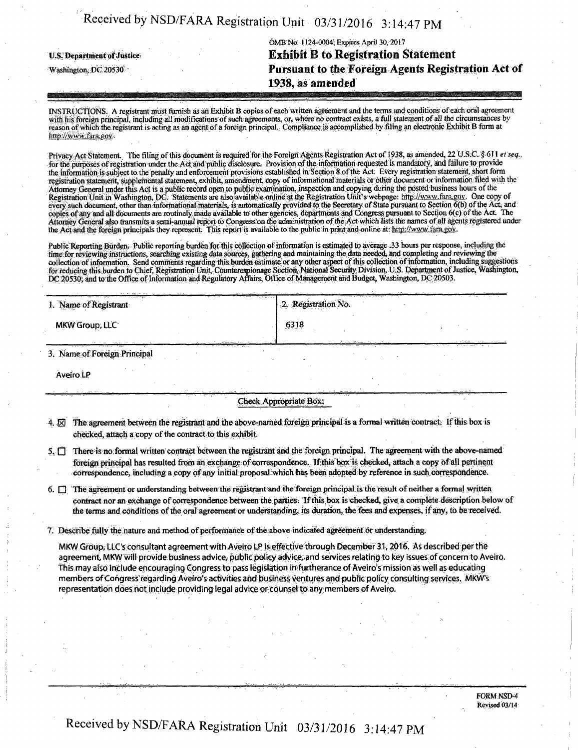U.S. Department of Justice
Washington, DC 20530

OMB No. 1124-0004; Expires April 30, 2017

# Exhibit B to Registration Statement Pursuant to the Foreign Agents Registration Act of 1938, as amended

INSTRUCTIONS. A registrant must furnish as an Exhibit B copies of each written agreement and the terms and conditions of each oral agreement with his foreign principal, including all modifications of such agreements, or, where no contract exists, a full statement of all the circumstances by reason of which the registrant is acting as an agent of a foreign principal. Compliance is accomplished by filing an electronic Exhibit B form at http://www.fara.gov.

Privacy Act Statement. The filing of this document is required for the Foreign Agents Registration Act of 1938, as amended, 22 U.S.C. § 611 *et seq.*, for the purposes of registration under the Act and public disclosure. Provision of the information requested is mandatory, and failure to provide the information is subject to the penalty and enforcement provisions established in Section 8 of the Act. Every registration statement, short form registration statement, supplemental statement, exhibit, amendment, copy of informational materials or other document or information filed with the Attorney General under this Act is a public record open to public examination, inspection and copying during the posted business hours of the Registration Unit in Washington, DC. Statements are also available online at the Registration Unit's webpage: http://www.fara.gov. One copy of every such document, other than informational materials, is automatically provided to the Secretary of State pursuant to Section 6(b) of the Act, and copies of any and all documents are routinely made available to other agencies, departments and Congress pursuant to Section 6(c) of the Act. The Attorney General also transmits a semi-annual report to Congress on the administration of the Act which lists the names of all agents registered under the Act and the foreign principals they represent. This report is available to the public in print and online at: http://www.fara.gov.

Public Reporting Burden. Public reporting burden for this collection of information is estimated to average .33 hours per response, including the time for reviewing instructions, searching existing data sources, gathering and maintaining the data needed, and completing and reviewing the collection of information. Send comments regarding this burden estimate or any other aspect of this collection of information, including suggestions for reducing this burden to Chief, Registration Unit, Counterespionage Section, National Security Division, U.S. Department of Justice, Washington, DC 20530; and to the Office of Information and Regulatory Affairs, Office of Management and Budget, Washington, DC 20503.

| 1. Name of Registrant | 2. Registration No. |
|---|---|
| MKW Group, LLC | 6318 |

3. Name of Foreign Principal

Aveiro LP

Check Appropriate Box:

4. ☒ The agreement between the registrant and the above-named foreign principal is a formal written contract. If this box is checked, attach a copy of the contract to this exhibit.

5. ☐ There is no formal written contract between the registrant and the foreign principal. The agreement with the above-named foreign principal has resulted from an exchange of correspondence. If this box is checked, attach a copy of all pertinent correspondence, including a copy of any initial proposal which has been adopted by reference in such correspondence.

6. ☐ The agreement or understanding between the registrant and the foreign principal is the result of neither a formal written contract nor an exchange of correspondence between the parties. If this box is checked, give a complete description below of the terms and conditions of the oral agreement or understanding, its duration, the fees and expenses, if any, to be received.

7. Describe fully the nature and method of performance of the above indicated agreement or understanding.

MKW Group, LLC's consultant agreement with Aveiro LP is effective through December 31, 2016. As described per the agreement, MKW will provide business advice, public policy advice, and services relating to key issues of concern to Aveiro. This may also include encouraging Congress to pass legislation in furtherance of Aveiro's mission as well as educating members of Congress regarding Aveiro's activities and business ventures and public policy consulting services. MKW's representation does not include providing legal advice or counsel to any members of Aveiro.

FORM NSD-4
Revised 03/14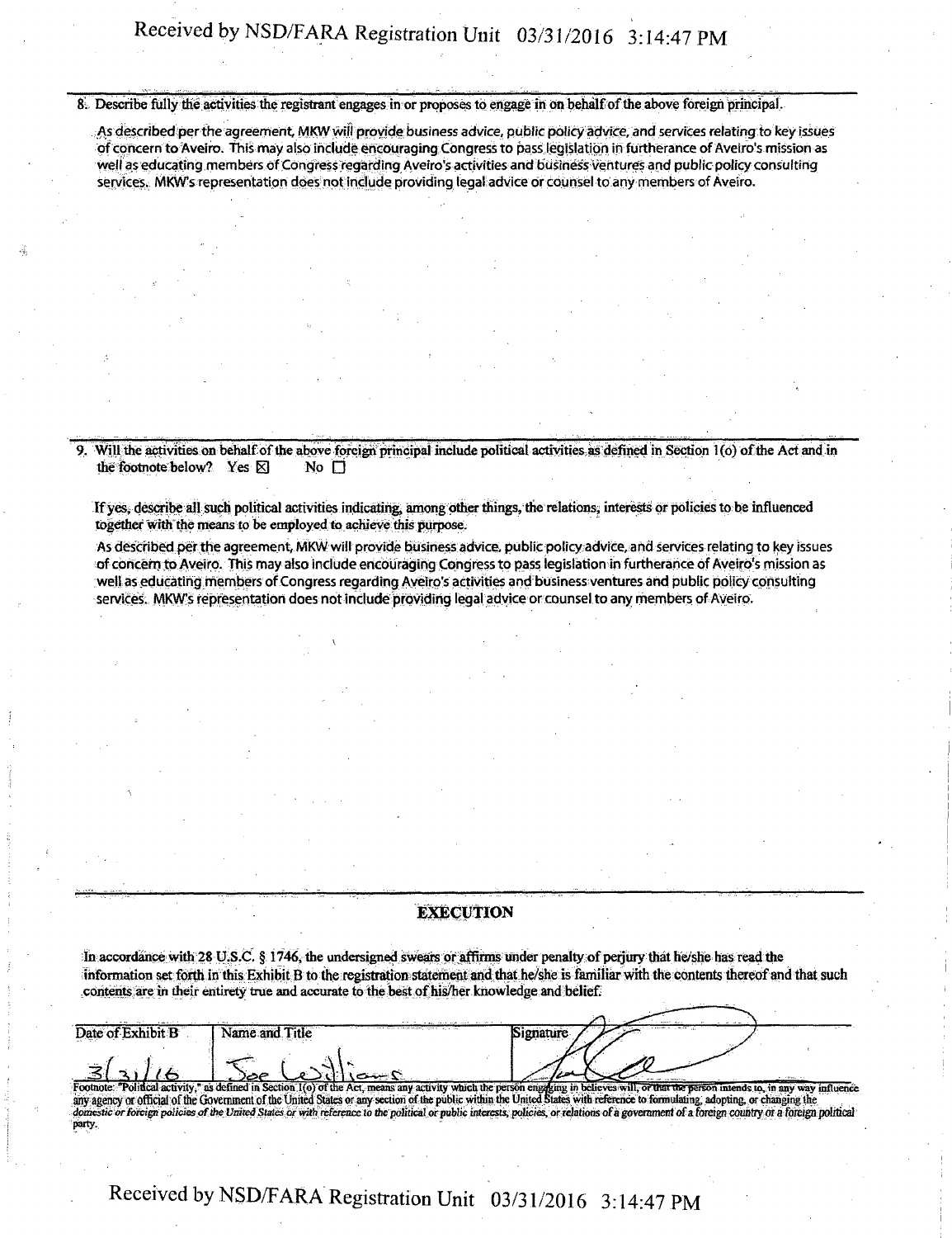8. Describe fully the activities the registrant engages in or proposes to engage in on behalf of the above foreign principal.

As described per the agreement, MKW will provide business advice, public policy advice, and services relating to key issues of concern to Aveiro. This may also include encouraging Congress to pass legislation in furtherance of Aveiro's mission as well as educating members of Congress regarding Aveiro's activities and business ventures and public policy consulting services. MKW's representation does not include providing legal advice or counsel to any members of Aveiro.

9. Will the activities on behalf of the above foreign principal include political activities as defined in Section 1(o) of the Act and in the footnote below? Yes ☒ No ☐

If yes, describe all such political activities indicating, among other things, the relations, interests or policies to be influenced together with the means to be employed to achieve this purpose.

As described per the agreement, MKW will provide business advice, public policy advice, and services relating to key issues of concern to Aveiro. This may also include encouraging Congress to pass legislation in furtherance of Aveiro's mission as well as educating members of Congress regarding Aveiro's activities and business ventures and public policy consulting services. MKW's representation does not include providing legal advice or counsel to any members of Aveiro.

## EXECUTION

In accordance with 28 U.S.C. § 1746, the undersigned swears or affirms under penalty of perjury that he/she has read the information set forth in this Exhibit B to the registration statement and that he/she is familiar with the contents thereof and that such contents are in their entirety true and accurate to the best of his/her knowledge and belief.

| Date of Exhibit B | Name and Title | Signature |
|---|---|---|
| 3/31/16 | Joe Williams | [signature] |

Footnote: "Political activity," as defined in Section 1(o) of the Act, means any activity which the person engaging in believes will, or that the person intends to, in any way influence any agency or official of the Government of the United States or any section of the public within the United States with reference to formulating, adopting, or changing the domestic or foreign policies of the United States or with reference to the political or public interests, policies, or relations of a government of a foreign country or a foreign political party.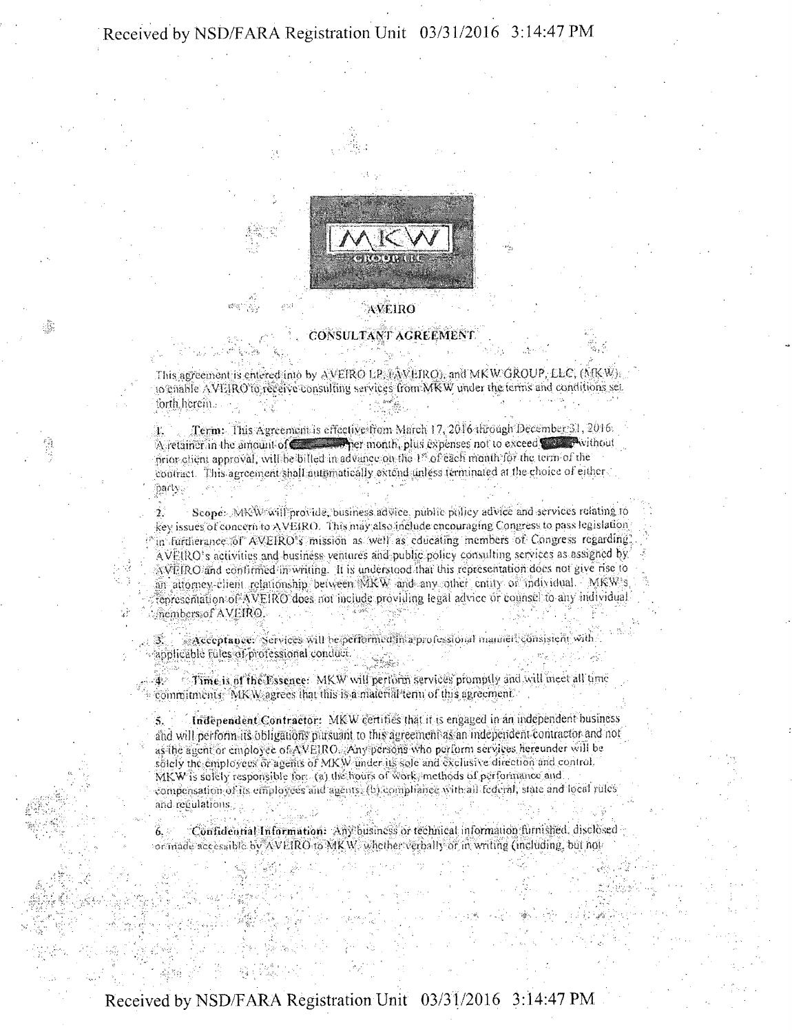MKW GROUP LLC

# AVEIRO

## CONSULTANT AGREEMENT

This agreement is entered into by AVEIRO LP, (AVEIRO), and MKW GROUP, LLC, (MKW), to enable AVEIRO to receive consulting services from MKW under the terms and conditions set forth herein.

1. **Term:** This Agreement is effective from March 17, 2016 through December 31, 2016. A retainer in the amount of [redacted] per month, plus expenses not to exceed [redacted] without prior client approval, will be billed in advance on the 1st of each month for the term of the contract. This agreement shall automatically extend unless terminated at the choice of either party.

2. **Scope:** MKW will provide business advice, public policy advice and services relating to key issues of concern to AVEIRO. This may also include encouraging Congress to pass legislation in furtherance of AVEIRO's mission as well as educating members of Congress regarding AVEIRO's activities and business ventures and public policy consulting services as assigned by AVEIRO and confirmed in writing. It is understood that this representation does not give rise to an attorney-client relationship between MKW and any other entity or individual. MKW's representation of AVEIRO does not include providing legal advice or counsel to any individual members of AVEIRO.

3. **Acceptance:** Services will be performed in a professional manner, consistent with applicable rules of professional conduct.

4. **Time is of the Essence:** MKW will perform services promptly and will meet all time commitments. MKW agrees that this is a material term of this agreement.

5. **Independent Contractor:** MKW certifies that it is engaged in an independent business and will perform its obligations pursuant to this agreement as an independent contractor and not as the agent or employee of AVEIRO. Any persons who perform services hereunder will be solely the employees or agents of MKW under its sole and exclusive direction and control. MKW is solely responsible for: (a) the hours of work, methods of performance and compensation of its employees and agents; (b) compliance with all federal, state and local rules and regulations.

6. **Confidential Information:** Any business or technical information furnished, disclosed or made accessible by AVEIRO to MKW, whether verbally or in writing (including, but not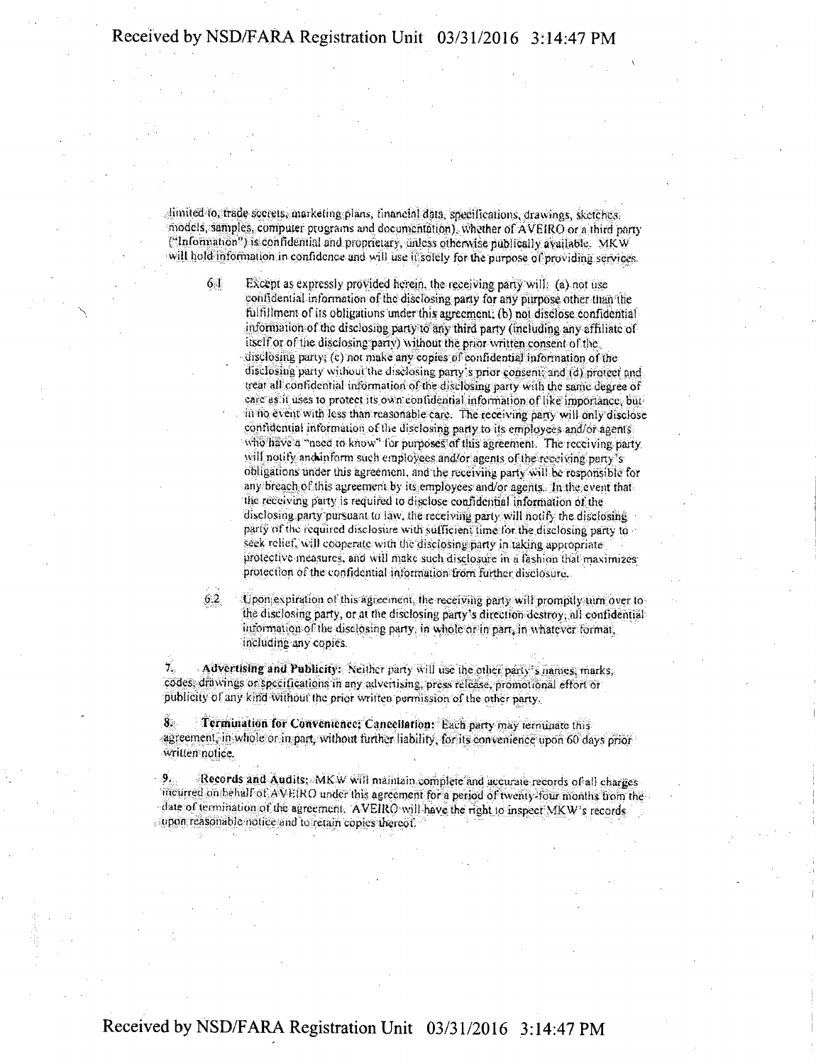limited to, trade secrets, marketing plans, financial data, specifications, drawings, sketches, models, samples, computer programs and documentation), whether of AVEIRO or a third party ("Information") is confidential and proprietary, unless otherwise publically available. MKW will hold information in confidence and will use it solely for the purpose of providing services.

6.1 Except as expressly provided herein, the receiving party will: (a) not use confidential information of the disclosing party for any purpose other than the fulfillment of its obligations under this agreement; (b) not disclose confidential information of the disclosing party to any third party (including any affiliate of itself or of the disclosing party) without the prior written consent of the disclosing party; (c) not make any copies of confidential information of the disclosing party without the disclosing party's prior consent; and (d) protect and treat all confidential information of the disclosing party with the same degree of care as it uses to protect its own confidential information of like importance, but in no event with less than reasonable care. The receiving party will only disclose confidential information of the disclosing party to its employees and/or agents who have a "need to know" for purposes of this agreement. The receiving party will notify and inform such employees and/or agents of the receiving party's obligations under this agreement, and the receiving party will be responsible for any breach of this agreement by its employees and/or agents. In the event that the receiving party is required to disclose confidential information of the disclosing party pursuant to law, the receiving party will notify the disclosing party of the required disclosure with sufficient time for the disclosing party to seek relief, will cooperate with the disclosing party in taking appropriate protective measures, and will make such disclosure in a fashion that maximizes protection of the confidential information from further disclosure.

6.2 Upon expiration of this agreement, the receiving party will promptly turn over to the disclosing party, or at the disclosing party's direction destroy, all confidential information of the disclosing party, in whole or in part, in whatever format, including any copies.

7. **Advertising and Publicity:** Neither party will use the other party's names, marks, codes, drawings or specifications in any advertising, press release, promotional effort or publicity of any kind without the prior written permission of the other party.

8. **Termination for Convenience; Cancellation:** Each party may terminate this agreement, in whole or in part, without further liability, for its convenience upon 60 days prior written notice.

9. **Records and Audits:** MKW will maintain complete and accurate records of all charges incurred on behalf of AVEIRO under this agreement for a period of twenty-four months from the date of termination of the agreement. AVEIRO will have the right to inspect MKW's records upon reasonable notice and to retain copies thereof.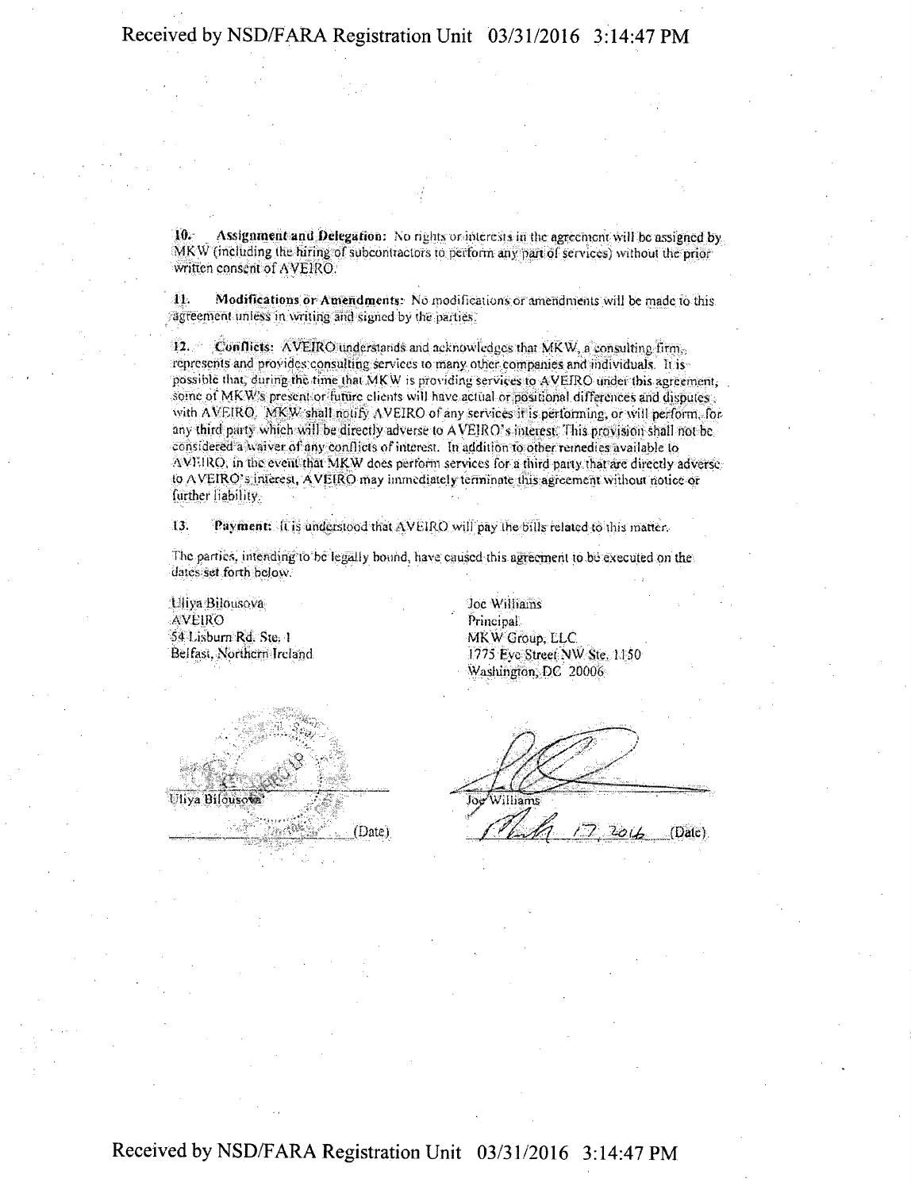**10. Assignment and Delegation:** No rights or interests in the agreement will be assigned by MKW (including the hiring of subcontractors to perform any part of services) without the prior written consent of AVEIRO.

**11. Modifications or Amendments:** No modifications or amendments will be made to this agreement unless in writing and signed by the parties.

**12. Conflicts:** AVEIRO understands and acknowledges that MKW, a consulting firm, represents and provides consulting services to many other companies and individuals. It is possible that, during the time that MKW is providing services to AVEIRO under this agreement, some of MKW's present or future clients will have actual or positional differences and disputes with AVEIRO. MKW shall notify AVEIRO of any services it is performing, or will perform, for any third party which will be directly adverse to AVEIRO's interest. This provision shall not be considered a waiver of any conflicts of interest. In addition to other remedies available to AVEIRO, in the event that MKW does perform services for a third party that are directly adverse to AVEIRO's interest, AVEIRO may immediately terminate this agreement without notice or further liability.

**13. Payment:** It is understood that AVEIRO will pay the bills related to this matter.

The parties, intending to be legally bound, have caused this agreement to be executed on the dates set forth below.

Uliya Bilousova
AVEIRO
54 Lisburn Rd. Ste. 1
Belfast, Northern Ireland

Uliya Bilousova
_______________ (Date)

Joe Williams
Principal
MKW Group, LLC
1775 Eye Street NW Ste. 1150
Washington, DC 20006

Joe Williams
March 17, 2016 (Date)